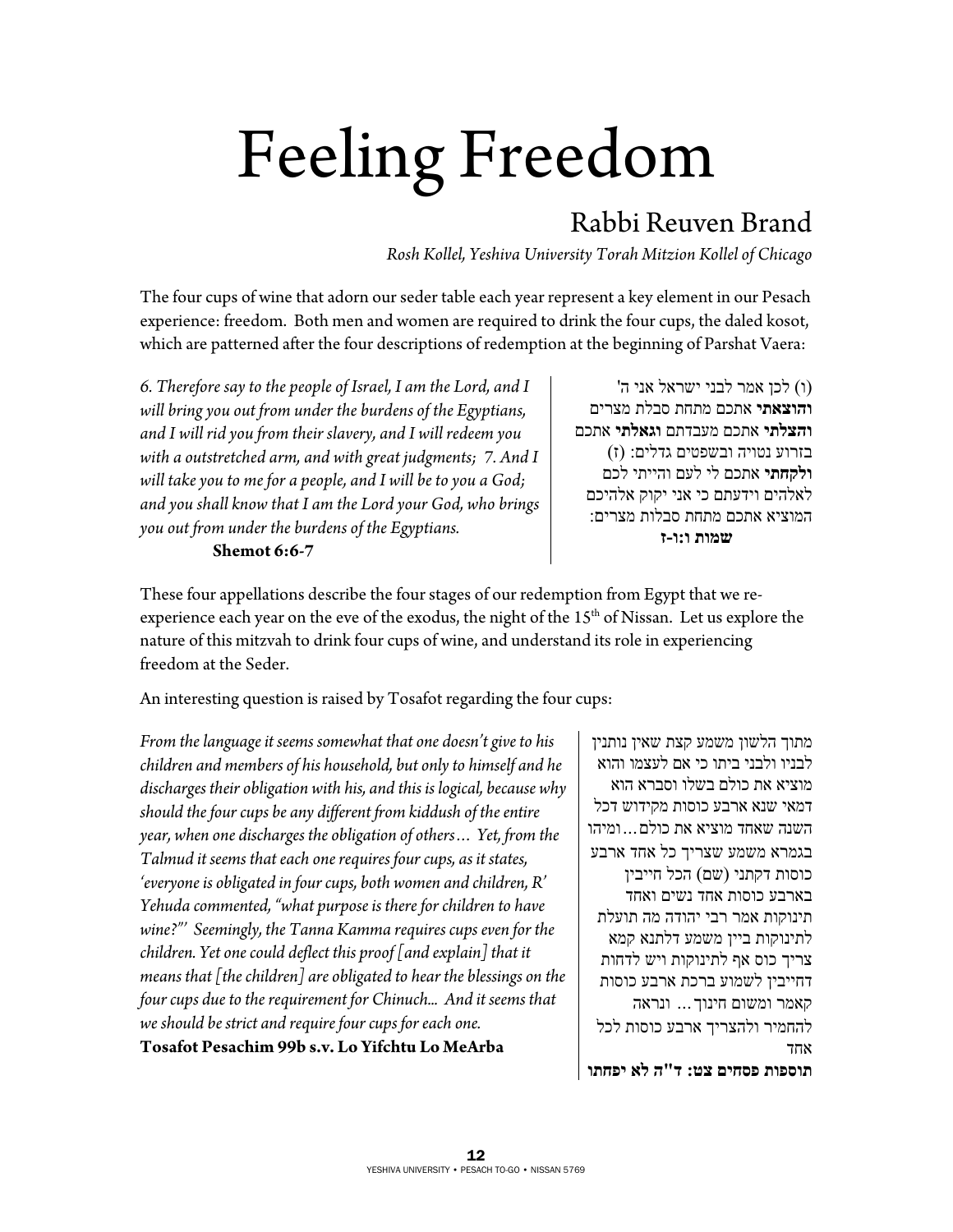# Feeling Freedom

## Rabbi Reuven Brand

*Rosh Kollel, Yeshiva University Torah Mitzion Kollel of Chicago*

The four cups of wine that adorn our seder table each year represent a key element in our Pesach experience: freedom. Both men and women are required to drink the four cups, the daled kosot, which are patterned after the four descriptions of redemption at the beginning of Parshat Vaera:

*6. Therefore say to the people of Israel, I am the Lord, and I will bring you out from under the burdens of the Egyptians, and I will rid you from their slavery, and I will redeem you with a outstretched arm, and with great judgments; 7. And I will take you to me for a people, and I will be to you a God; and you shall know that I am the Lord your God, who brings you out from under the burdens of the Egyptians.*
**Shemot 6:6-7**

(ו) לכן אמר לבני ישראל אני ה' **והוצאתי** אתכם מתחת סבלת מצרים **והצלתי** אתכם מעבדתם **וגאלתי** אתכם בזרוע נטויה ובשפטים גדלים: (ז) **ולקחתי** אתכם לי לעם והייתי לכם לאלהים וידעתם כי אני יקוק אלהיכם המוציא אתכם מתחת סבלות מצרים:
**שמות ו:ו-ז**

These four appellations describe the four stages of our redemption from Egypt that we re-experience each year on the eve of the exodus, the night of the 15th of Nissan. Let us explore the nature of this mitzvah to drink four cups of wine, and understand its role in experiencing freedom at the Seder.

An interesting question is raised by Tosafot regarding the four cups:

*From the language it seems somewhat that one doesn't give to his children and members of his household, but only to himself and he discharges their obligation with his, and this is logical, because why should the four cups be any different from kiddush of the entire year, when one discharges the obligation of others… Yet, from the Talmud it seems that each one requires four cups, as it states, 'everyone is obligated in four cups, both women and children, R' Yehuda commented, "what purpose is there for children to have wine?"' Seemingly, the Tanna Kamma requires cups even for the children. Yet one could deflect this proof [and explain] that it means that [the children] are obligated to hear the blessings on the four cups due to the requirement for Chinuch... And it seems that we should be strict and require four cups for each one.*
**Tosafot Pesachim 99b s.v. Lo Yifchtu Lo MeArba**

מתוך הלשון משמע קצת שאין נותנין לבניו ולבני ביתו כי אם לעצמו והוא מוציא את כולם בשלו וסברא הוא דמאי שנא ארבע כוסות מקידוש דכל השנה שאחד מוציא את כולם…ומיהו בגמרא משמע שצריך כל אחד ארבע כוסות דקתני (שם) הכל חייבין בארבע כוסות אחד נשים ואחד תינוקות אמר רבי יהודה מה תועלת לתינוקות ביין משמע דלתנא קמא צריך כוס אף לתינוקות ויש לדחות דחייבין לשמוע ברכת ארבע כוסות קאמר ומשום חינוך… ונראה להחמיר ולהצריך ארבע כוסות לכל אחד
**תוספות פסחים צט: ד"ה לא יפחתו**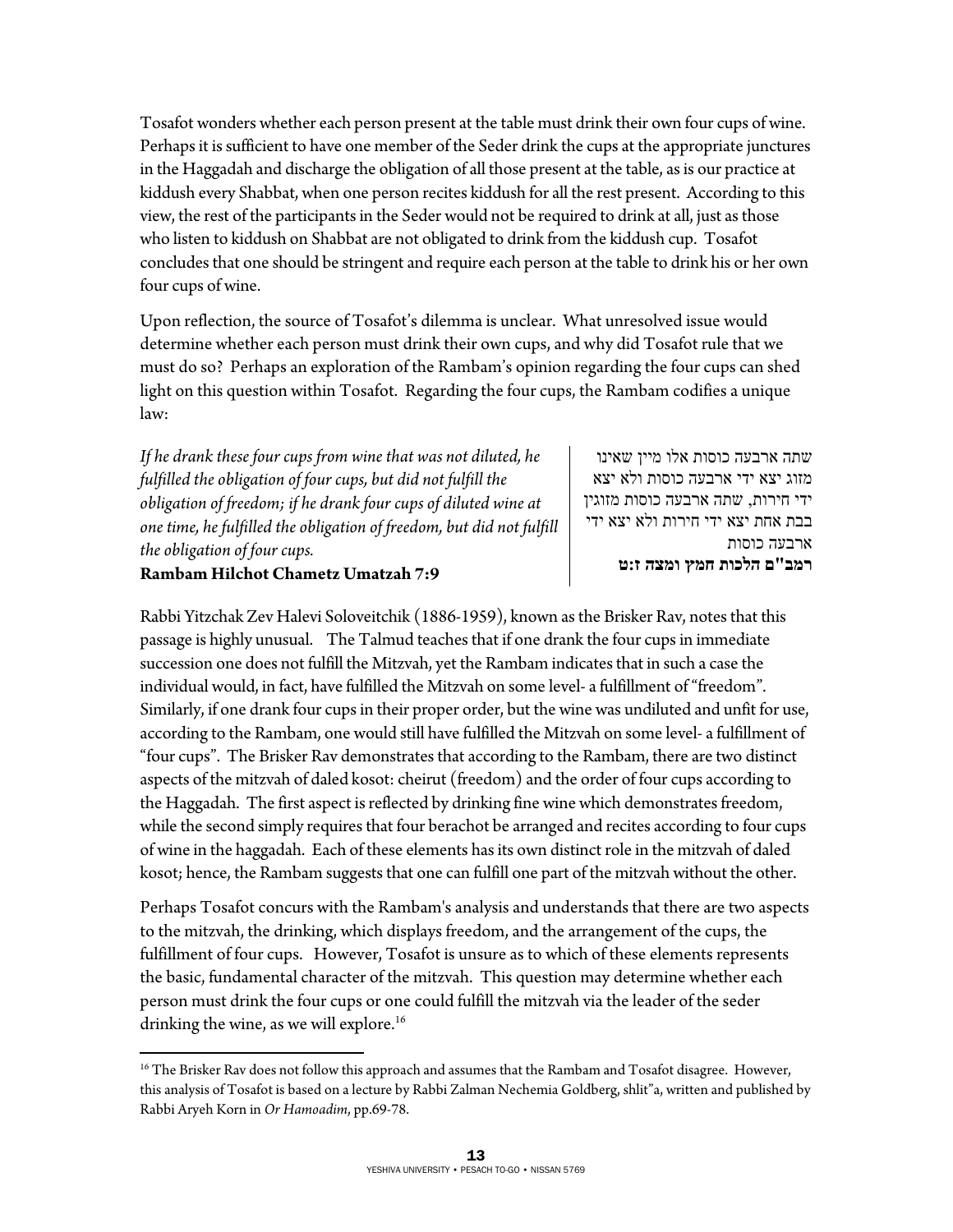Tosafot wonders whether each person present at the table must drink their own four cups of wine. Perhaps it is sufficient to have one member of the Seder drink the cups at the appropriate junctures in the Haggadah and discharge the obligation of all those present at the table, as is our practice at kiddush every Shabbat, when one person recites kiddush for all the rest present. According to this view, the rest of the participants in the Seder would not be required to drink at all, just as those who listen to kiddush on Shabbat are not obligated to drink from the kiddush cup. Tosafot concludes that one should be stringent and require each person at the table to drink his or her own four cups of wine.

Upon reflection, the source of Tosafot's dilemma is unclear. What unresolved issue would determine whether each person must drink their own cups, and why did Tosafot rule that we must do so? Perhaps an exploration of the Rambam's opinion regarding the four cups can shed light on this question within Tosafot. Regarding the four cups, the Rambam codifies a unique law:

*If he drank these four cups from wine that was not diluted, he fulfilled the obligation of four cups, but did not fulfill the obligation of freedom; if he drank four cups of diluted wine at one time, he fulfilled the obligation of freedom, but did not fulfill the obligation of four cups.*
**Rambam Hilchot Chametz Umatzah 7:9**

שתה ארבעה כוסות אלו מיין שאינו מזוג יצא ידי ארבעה כוסות ולא יצא ידי חירות, שתה ארבעה כוסות מזוגין בבת אחת יצא ידי חירות ולא יצא ידי ארבעה כוסות
**רמב"ם הלכות חמץ ומצה ז:ט**

Rabbi Yitzchak Zev Halevi Soloveitchik (1886-1959), known as the Brisker Rav, notes that this passage is highly unusual. The Talmud teaches that if one drank the four cups in immediate succession one does not fulfill the Mitzvah, yet the Rambam indicates that in such a case the individual would, in fact, have fulfilled the Mitzvah on some level- a fulfillment of "freedom". Similarly, if one drank four cups in their proper order, but the wine was undiluted and unfit for use, according to the Rambam, one would still have fulfilled the Mitzvah on some level- a fulfillment of "four cups". The Brisker Rav demonstrates that according to the Rambam, there are two distinct aspects of the mitzvah of daled kosot: cheirut (freedom) and the order of four cups according to the Haggadah. The first aspect is reflected by drinking fine wine which demonstrates freedom, while the second simply requires that four berachot be arranged and recites according to four cups of wine in the haggadah. Each of these elements has its own distinct role in the mitzvah of daled kosot; hence, the Rambam suggests that one can fulfill one part of the mitzvah without the other.

Perhaps Tosafot concurs with the Rambam's analysis and understands that there are two aspects to the mitzvah, the drinking, which displays freedom, and the arrangement of the cups, the fulfillment of four cups. However, Tosafot is unsure as to which of these elements represents the basic, fundamental character of the mitzvah. This question may determine whether each person must drink the four cups or one could fulfill the mitzvah via the leader of the seder drinking the wine, as we will explore.[16]

---

[16] The Brisker Rav does not follow this approach and assumes that the Rambam and Tosafot disagree. However, this analysis of Tosafot is based on a lecture by Rabbi Zalman Nechemia Goldberg, shlit"a, written and published by Rabbi Aryeh Korn in *Or Hamoadim*, pp.69-78.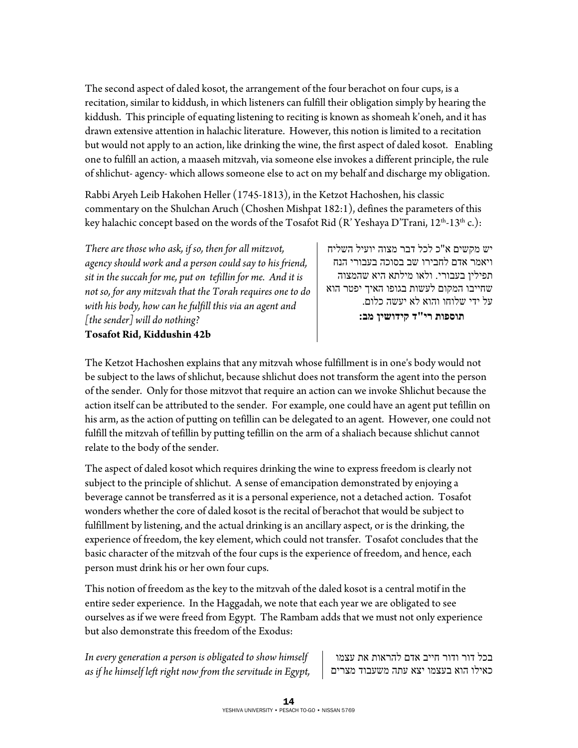The second aspect of daled kosot, the arrangement of the four berachot on four cups, is a recitation, similar to kiddush, in which listeners can fulfill their obligation simply by hearing the kiddush. This principle of equating listening to reciting is known as shomeah k'oneh, and it has drawn extensive attention in halachic literature. However, this notion is limited to a recitation but would not apply to an action, like drinking the wine, the first aspect of daled kosot. Enabling one to fulfill an action, a maaseh mitzvah, via someone else invokes a different principle, the rule of shlichut- agency- which allows someone else to act on my behalf and discharge my obligation.

Rabbi Aryeh Leib Hakohen Heller (1745-1813), in the Ketzot Hachoshen, his classic commentary on the Shulchan Aruch (Choshen Mishpat 182:1), defines the parameters of this key halachic concept based on the words of the Tosafot Rid (R' Yeshaya D'Trani, 12th-13th c.):

*There are those who ask, if so, then for all mitzvot, agency should work and a person could say to his friend, sit in the succah for me, put on tefillin for me. And it is not so, for any mitzvah that the Torah requires one to do with his body, how can he fulfill this via an agent and [the sender] will do nothing?*
**Tosafot Rid, Kiddushin 42b**

יש מקשים א"כ לכל דבר מצוה יועיל השליח ויאמר אדם לחבירו שב בסוכה בעבורי הנח תפילין בעבורי. ולאו מילתא היא שהמצוה שחייבו המקום לעשות בגופו האיך יפטר הוא על ידי שלוחו והוא לא יעשה כלום.
**תוספות רי"ד קידושין מב:**

The Ketzot Hachoshen explains that any mitzvah whose fulfillment is in one's body would not be subject to the laws of shlichut, because shlichut does not transform the agent into the person of the sender. Only for those mitzvot that require an action can we invoke Shlichut because the action itself can be attributed to the sender. For example, one could have an agent put tefillin on his arm, as the action of putting on tefillin can be delegated to an agent. However, one could not fulfill the mitzvah of tefillin by putting tefillin on the arm of a shaliach because shlichut cannot relate to the body of the sender.

The aspect of daled kosot which requires drinking the wine to express freedom is clearly not subject to the principle of shlichut. A sense of emancipation demonstrated by enjoying a beverage cannot be transferred as it is a personal experience, not a detached action. Tosafot wonders whether the core of daled kosot is the recital of berachot that would be subject to fulfillment by listening, and the actual drinking is an ancillary aspect, or is the drinking, the experience of freedom, the key element, which could not transfer. Tosafot concludes that the basic character of the mitzvah of the four cups is the experience of freedom, and hence, each person must drink his or her own four cups.

This notion of freedom as the key to the mitzvah of the daled kosot is a central motif in the entire seder experience. In the Haggadah, we note that each year we are obligated to see ourselves as if we were freed from Egypt. The Rambam adds that we must not only experience but also demonstrate this freedom of the Exodus:

*In every generation a person is obligated to show himself as if he himself left right now from the servitude in Egypt,*

בכל דור ודור חייב אדם להראות את עצמו כאילו הוא בעצמו יצא עתה משעבוד מצרים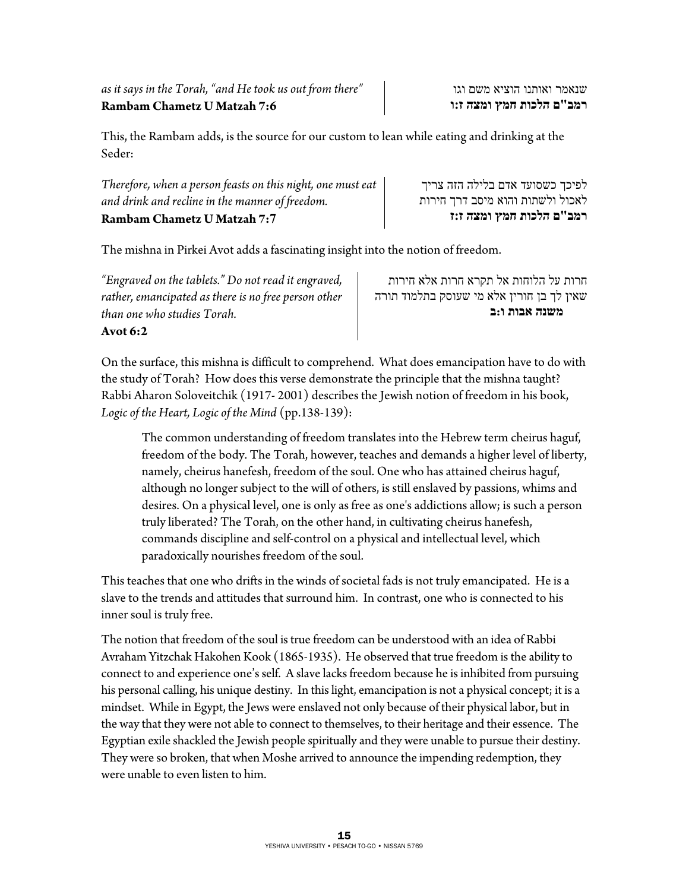*as it says in the Torah, "and He took us out from there"*
**Rambam Chametz U Matzah 7:6**

שנאמר ואותנו הוציא משם וגו
**רמב"ם הלכות חמץ ומצה ז:ו**

This, the Rambam adds, is the source for our custom to lean while eating and drinking at the Seder:

*Therefore, when a person feasts on this night, one must eat and drink and recline in the manner of freedom.*
**Rambam Chametz U Matzah 7:7**

לפיכך כשסועד אדם בלילה הזה צריך לאכול ולשתות והוא מיסב דרך חירות
**רמב"ם הלכות חמץ ומצה ז:ז**

The mishna in Pirkei Avot adds a fascinating insight into the notion of freedom.

*"Engraved on the tablets." Do not read it engraved, rather, emancipated as there is no free person other than one who studies Torah.*
**Avot 6:2**

חרות על הלוחות אל תקרא חרות אלא חירות שאין לך בן חורין אלא מי שעוסק בתלמוד תורה
**משנה אבות ו:ב**

On the surface, this mishna is difficult to comprehend. What does emancipation have to do with the study of Torah? How does this verse demonstrate the principle that the mishna taught? Rabbi Aharon Soloveitchik (1917- 2001) describes the Jewish notion of freedom in his book, *Logic of the Heart, Logic of the Mind* (pp.138-139):

> The common understanding of freedom translates into the Hebrew term cheirus haguf, freedom of the body. The Torah, however, teaches and demands a higher level of liberty, namely, cheirus hanefesh, freedom of the soul. One who has attained cheirus haguf, although no longer subject to the will of others, is still enslaved by passions, whims and desires. On a physical level, one is only as free as one's addictions allow; is such a person truly liberated? The Torah, on the other hand, in cultivating cheirus hanefesh, commands discipline and self-control on a physical and intellectual level, which paradoxically nourishes freedom of the soul.

This teaches that one who drifts in the winds of societal fads is not truly emancipated. He is a slave to the trends and attitudes that surround him. In contrast, one who is connected to his inner soul is truly free.

The notion that freedom of the soul is true freedom can be understood with an idea of Rabbi Avraham Yitzchak Hakohen Kook (1865-1935). He observed that true freedom is the ability to connect to and experience one's self. A slave lacks freedom because he is inhibited from pursuing his personal calling, his unique destiny. In this light, emancipation is not a physical concept; it is a mindset. While in Egypt, the Jews were enslaved not only because of their physical labor, but in the way that they were not able to connect to themselves, to their heritage and their essence. The Egyptian exile shackled the Jewish people spiritually and they were unable to pursue their destiny. They were so broken, that when Moshe arrived to announce the impending redemption, they were unable to even listen to him.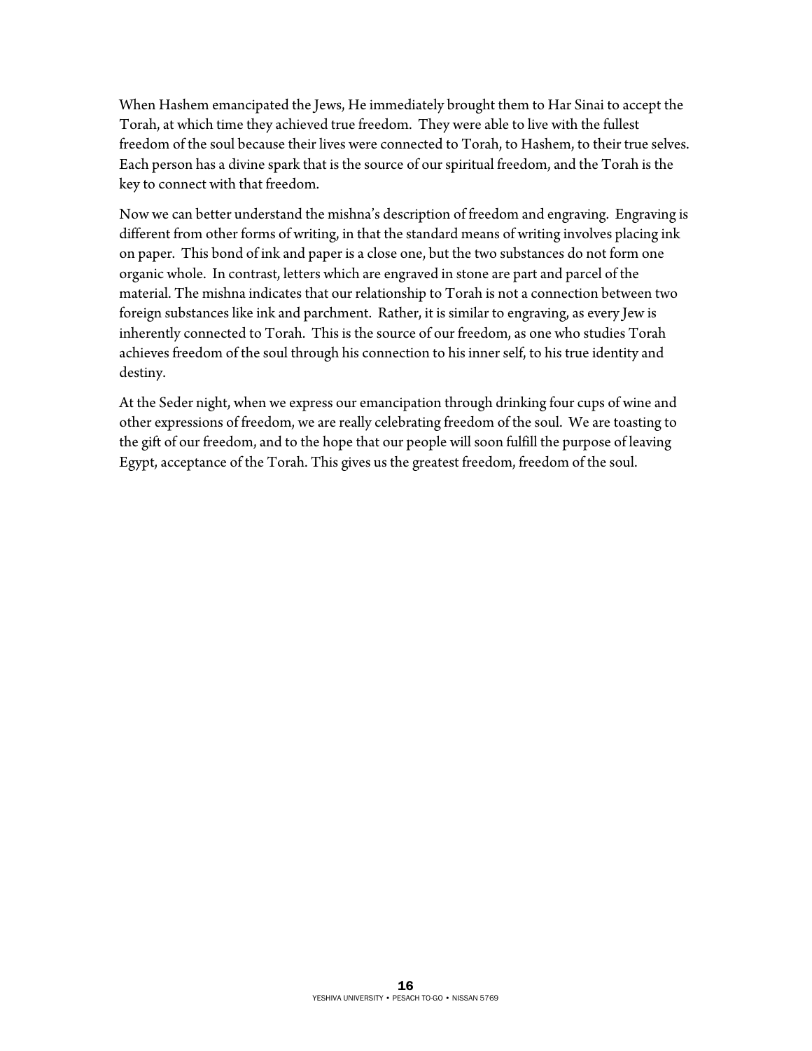When Hashem emancipated the Jews, He immediately brought them to Har Sinai to accept the Torah, at which time they achieved true freedom. They were able to live with the fullest freedom of the soul because their lives were connected to Torah, to Hashem, to their true selves. Each person has a divine spark that is the source of our spiritual freedom, and the Torah is the key to connect with that freedom.

Now we can better understand the mishna's description of freedom and engraving. Engraving is different from other forms of writing, in that the standard means of writing involves placing ink on paper. This bond of ink and paper is a close one, but the two substances do not form one organic whole. In contrast, letters which are engraved in stone are part and parcel of the material. The mishna indicates that our relationship to Torah is not a connection between two foreign substances like ink and parchment. Rather, it is similar to engraving, as every Jew is inherently connected to Torah. This is the source of our freedom, as one who studies Torah achieves freedom of the soul through his connection to his inner self, to his true identity and destiny.

At the Seder night, when we express our emancipation through drinking four cups of wine and other expressions of freedom, we are really celebrating freedom of the soul. We are toasting to the gift of our freedom, and to the hope that our people will soon fulfill the purpose of leaving Egypt, acceptance of the Torah. This gives us the greatest freedom, freedom of the soul.